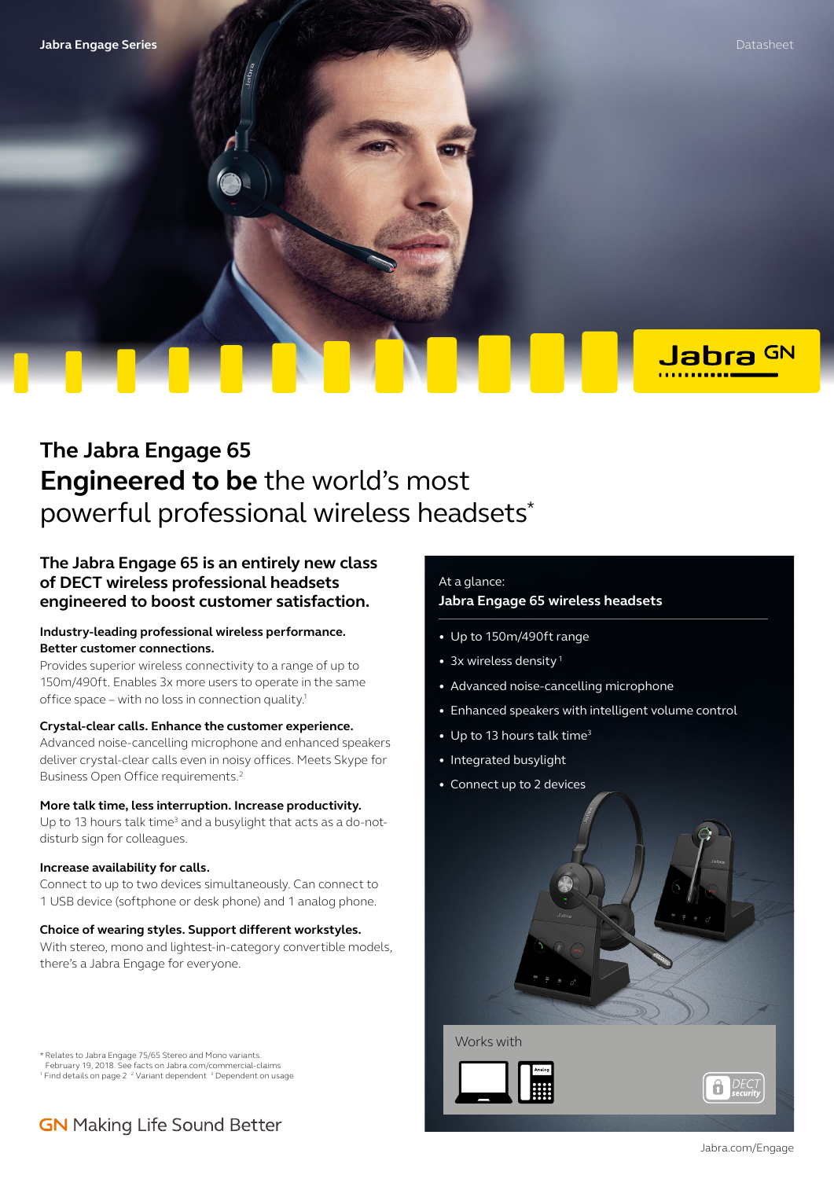Jabra Engage Series

Datasheet

# The Jabra Engage 65

## **Engineered to be** the world's most powerful professional wireless headsets*

### The Jabra Engage 65 is an entirely new class of DECT wireless professional headsets engineered to boost customer satisfaction.

**Industry-leading professional wireless performance. Better customer connections.**
Provides superior wireless connectivity to a range of up to 150m/490ft. Enables 3x more users to operate in the same office space – with no loss in connection quality.[1]

**Crystal-clear calls. Enhance the customer experience.**
Advanced noise-cancelling microphone and enhanced speakers deliver crystal-clear calls even in noisy offices. Meets Skype for Business Open Office requirements.[2]

**More talk time, less interruption. Increase productivity.**
Up to 13 hours talk time[3] and a busylight that acts as a do-not-disturb sign for colleagues.

**Increase availability for calls.**
Connect to up to two devices simultaneously. Can connect to 1 USB device (softphone or desk phone) and 1 analog phone.

**Choice of wearing styles. Support different workstyles.**
With stereo, mono and lightest-in-category convertible models, there's a Jabra Engage for everyone.

At a glance:
**Jabra Engage 65 wireless headsets**

- Up to 150m/490ft range
- 3x wireless density [1]
- Advanced noise-cancelling microphone
- Enhanced speakers with intelligent volume control
- Up to 13 hours talk time[3]
- Integrated busylight
- Connect up to 2 devices

Works with

\* Relates to Jabra Engage 75/65 Stereo and Mono variants. February 19, 2018. See facts on Jabra.com/commercial-claims
[1] Find details on page 2 [2] Variant dependent [3] Dependent on usage

GN Making Life Sound Better

Jabra.com/Engage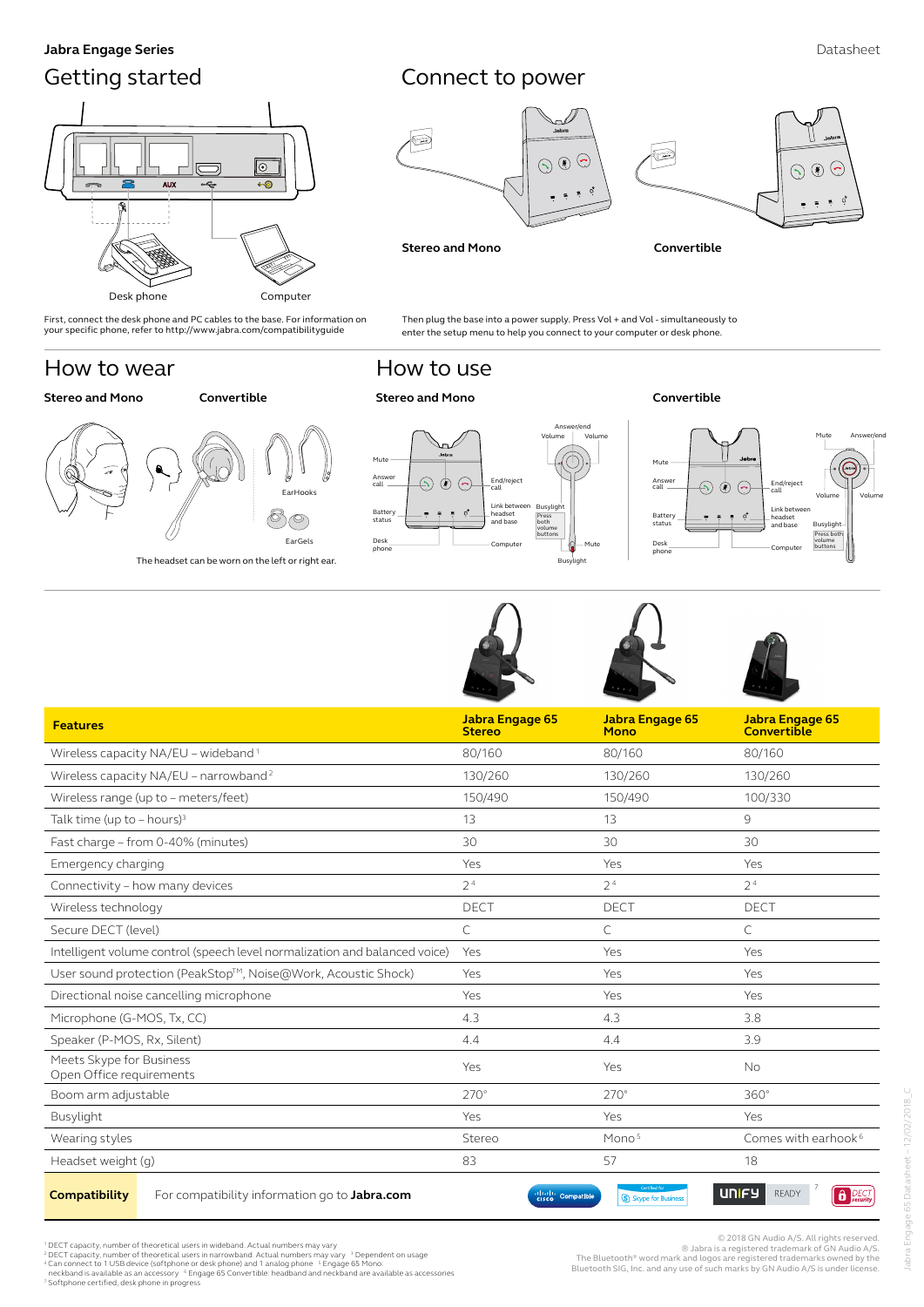**Jabra Engage Series**

Datasheet

## Getting started

Desk phone

Computer

First, connect the desk phone and PC cables to the base. For information on your specific phone, refer to http://www.jabra.com/compatibilityguide

## Connect to power

Stereo and Mono

Convertible

Then plug the base into a power supply. Press Vol + and Vol - simultaneously to enter the setup menu to help you connect to your computer or desk phone.

## How to wear

**Stereo and Mono**

**Convertible**

EarHooks

EarGels

The headset can be worn on the left or right ear.

## How to use

**Stereo and Mono**

Mute
Answer call
End/reject call
Battery status
Link between headset and base
Desk phone
Computer
Answer/end
Volume
Volume
Busylight
Press both volume buttons
Mute
Busylight

**Convertible**

Mute
Answer call
End/reject call
Battery status
Link between headset and base
Desk phone
Computer
Mute
Answer/end
Volume
Volume
Busylight
Press both volume buttons

| Features | Jabra Engage 65 Stereo | Jabra Engage 65 Mono | Jabra Engage 65 Convertible |
|---|---|---|---|
| Wireless capacity NA/EU – wideband[1] | 80/160 | 80/160 | 80/160 |
| Wireless capacity NA/EU – narrowband[2] | 130/260 | 130/260 | 130/260 |
| Wireless range (up to – meters/feet) | 150/490 | 150/490 | 100/330 |
| Talk time (up to – hours)[3] | 13 | 13 | 9 |
| Fast charge – from 0-40% (minutes) | 30 | 30 | 30 |
| Emergency charging | Yes | Yes | Yes |
| Connectivity – how many devices | 2[4] | 2[4] | 2[4] |
| Wireless technology | DECT | DECT | DECT |
| Secure DECT (level) | C | C | C |
| Intelligent volume control (speech level normalization and balanced voice) | Yes | Yes | Yes |
| User sound protection (PeakStop™, Noise@Work, Acoustic Shock) | Yes | Yes | Yes |
| Directional noise cancelling microphone | Yes | Yes | Yes |
| Microphone (G-MOS, Tx, CC) | 4.3 | 4.3 | 3.8 |
| Speaker (P-MOS, Rx, Silent) | 4.4 | 4.4 | 3.9 |
| Meets Skype for Business Open Office requirements | Yes | Yes | No |
| Boom arm adjustable | 270° | 270° | 360° |
| Busylight | Yes | Yes | Yes |
| Wearing styles | Stereo | Mono[5] | Comes with earhook[6] |
| Headset weight (g) | 83 | 57 | 18 |

**Compatibility** For compatibility information go to **Jabra.com**

Cisco Compatible · Certified for Skype for Business · UNIFY READY[7] · DECT Security

[1] DECT capacity, number of theoretical users in wideband. Actual numbers may vary
[2] DECT capacity, number of theoretical users in narrowband. Actual numbers may vary [3] Dependent on usage
[4] Can connect to 1 USB device (softphone or desk phone) and 1 analog phone [5] Engage 65 Mono: neckband is available as an accessory [6] Engage 65 Convertible: headband and neckband are available as accessories
[7] Softphone certified, desk phone in progress

© 2018 GN Audio A/S. All rights reserved.
® Jabra is a registered trademark of GN Audio A/S.
The Bluetooth® word mark and logos are registered trademarks owned by the Bluetooth SIG, Inc. and any use of such marks by GN Audio A/S is under license.